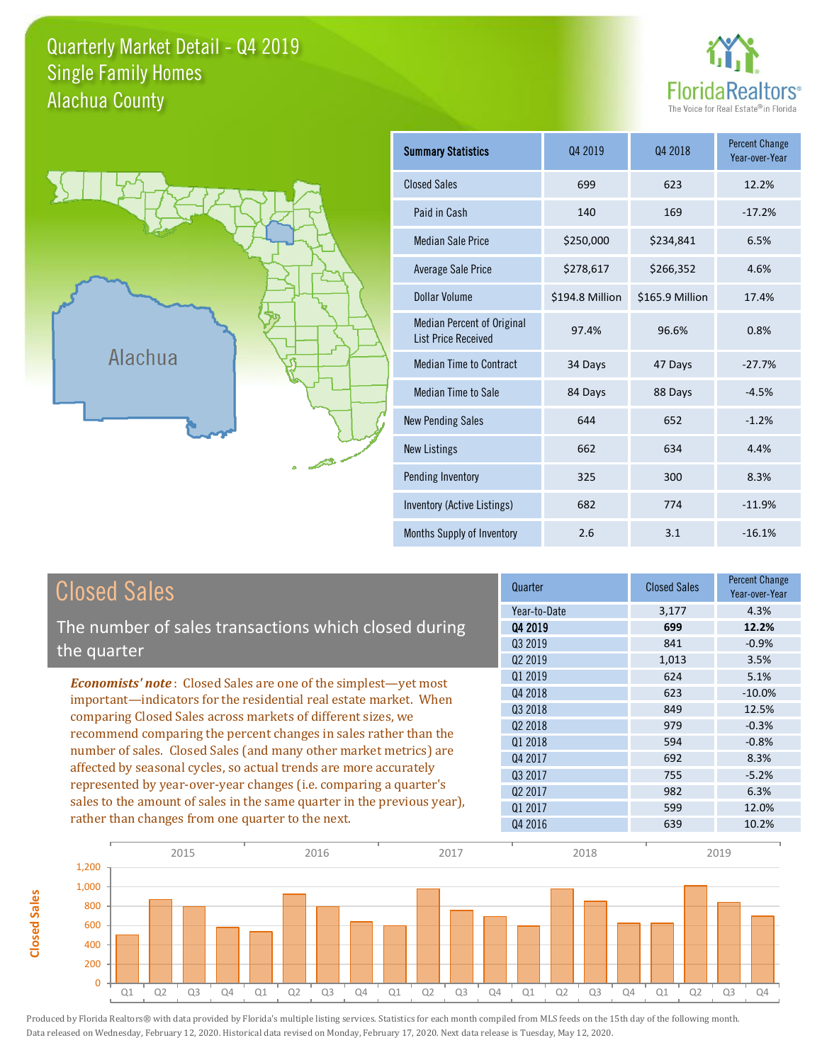# Quarterly Market Detail - Q4 2019
## Single Family Homes
## Alachua County

FloridaRealtors® The Voice for Real Estate® in Florida

Alachua

| Summary Statistics | Q4 2019 | Q4 2018 | Percent Change Year-over-Year |
|---|---|---|---|
| Closed Sales | 699 | 623 | 12.2% |
| Paid in Cash | 140 | 169 | -17.2% |
| Median Sale Price | $250,000 | $234,841 | 6.5% |
| Average Sale Price | $278,617 | $266,352 | 4.6% |
| Dollar Volume | $194.8 Million | $165.9 Million | 17.4% |
| Median Percent of Original List Price Received | 97.4% | 96.6% | 0.8% |
| Median Time to Contract | 34 Days | 47 Days | -27.7% |
| Median Time to Sale | 84 Days | 88 Days | -4.5% |
| New Pending Sales | 644 | 652 | -1.2% |
| New Listings | 662 | 634 | 4.4% |
| Pending Inventory | 325 | 300 | 8.3% |
| Inventory (Active Listings) | 682 | 774 | -11.9% |
| Months Supply of Inventory | 2.6 | 3.1 | -16.1% |

## Closed Sales

The number of sales transactions which closed during the quarter

*Economists' note*: Closed Sales are one of the simplest—yet most important—indicators for the residential real estate market. When comparing Closed Sales across markets of different sizes, we recommend comparing the percent changes in sales rather than the number of sales. Closed Sales (and many other market metrics) are affected by seasonal cycles, so actual trends are more accurately represented by year-over-year changes (i.e. comparing a quarter's sales to the amount of sales in the same quarter in the previous year), rather than changes from one quarter to the next.

| Quarter | Closed Sales | Percent Change Year-over-Year |
|---|---|---|
| Year-to-Date | 3,177 | 4.3% |
| **Q4 2019** | **699** | **12.2%** |
| Q3 2019 | 841 | -0.9% |
| Q2 2019 | 1,013 | 3.5% |
| Q1 2019 | 624 | 5.1% |
| Q4 2018 | 623 | -10.0% |
| Q3 2018 | 849 | 12.5% |
| Q2 2018 | 979 | -0.3% |
| Q1 2018 | 594 | -0.8% |
| Q4 2017 | 692 | 8.3% |
| Q3 2017 | 755 | -5.2% |
| Q2 2017 | 982 | 6.3% |
| Q1 2017 | 599 | 12.0% |
| Q4 2016 | 639 | 10.2% |

Produced by Florida Realtors® with data provided by Florida's multiple listing services. Statistics for each month compiled from MLS feeds on the 15th day of the following month. Data released on Wednesday, February 12, 2020. Historical data revised on Monday, February 17, 2020. Next data release is Tuesday, May 12, 2020.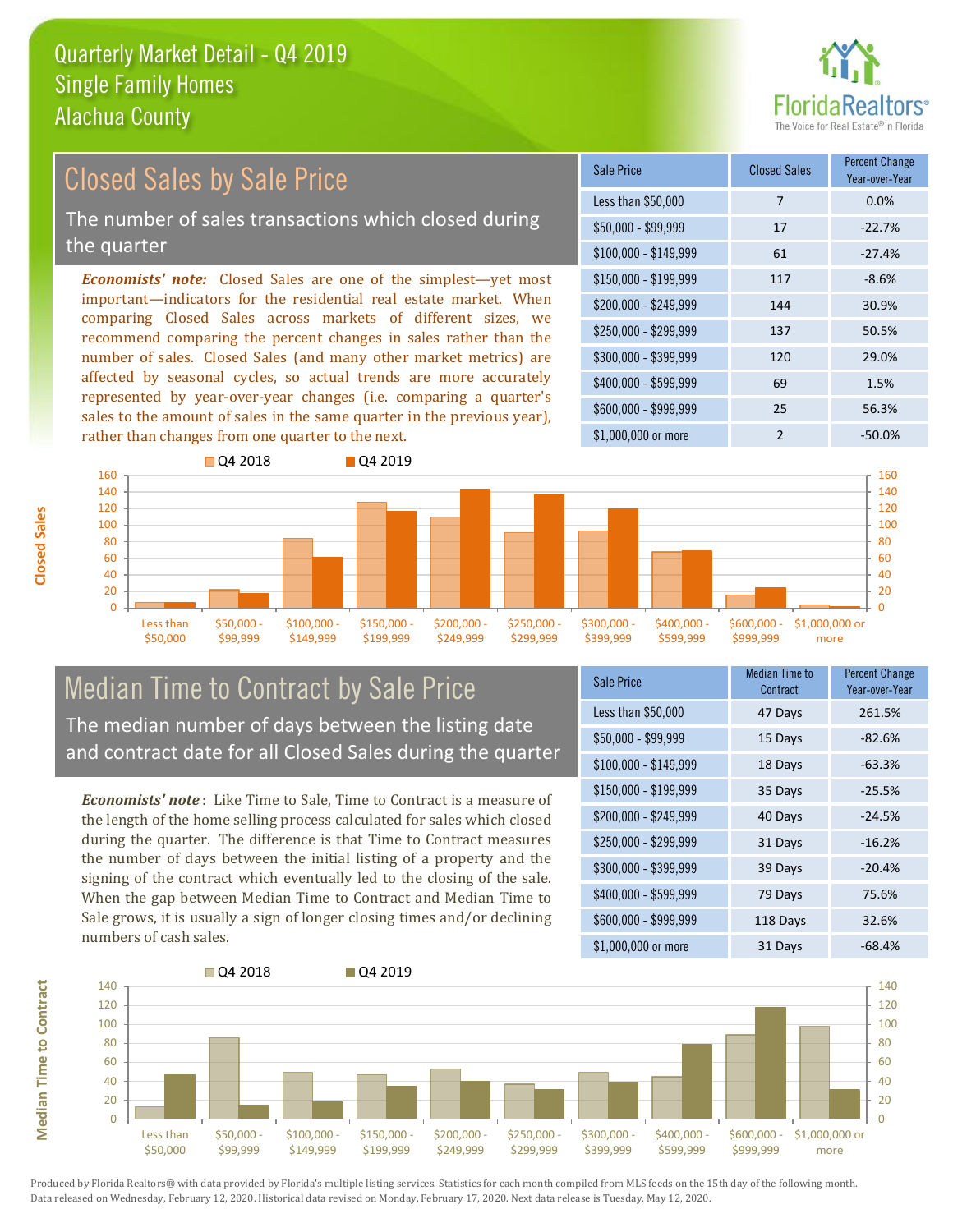# Quarterly Market Detail - Q4 2019
## Single Family Homes
## Alachua County

## Closed Sales by Sale Price

The number of sales transactions which closed during the quarter

*Economists' note:* Closed Sales are one of the simplest—yet most important—indicators for the residential real estate market. When comparing Closed Sales across markets of different sizes, we recommend comparing the percent changes in sales rather than the number of sales. Closed Sales (and many other market metrics) are affected by seasonal cycles, so actual trends are more accurately represented by year-over-year changes (i.e. comparing a quarter's sales to the amount of sales in the same quarter in the previous year), rather than changes from one quarter to the next.

| Sale Price | Closed Sales | Percent Change Year-over-Year |
|---|---|---|
| Less than $50,000 | 7 | 0.0% |
| $50,000 - $99,999 | 17 | -22.7% |
| $100,000 - $149,999 | 61 | -27.4% |
| $150,000 - $199,999 | 117 | -8.6% |
| $200,000 - $249,999 | 144 | 30.9% |
| $250,000 - $299,999 | 137 | 50.5% |
| $300,000 - $399,999 | 120 | 29.0% |
| $400,000 - $599,999 | 69 | 1.5% |
| $600,000 - $999,999 | 25 | 56.3% |
| $1,000,000 or more | 2 | -50.0% |

## Median Time to Contract by Sale Price

The median number of days between the listing date and contract date for all Closed Sales during the quarter

*Economists' note*: Like Time to Sale, Time to Contract is a measure of the length of the home selling process calculated for sales which closed during the quarter. The difference is that Time to Contract measures the number of days between the initial listing of a property and the signing of the contract which eventually led to the closing of the sale. When the gap between Median Time to Contract and Median Time to Sale grows, it is usually a sign of longer closing times and/or declining numbers of cash sales.

| Sale Price | Median Time to Contract | Percent Change Year-over-Year |
|---|---|---|
| Less than $50,000 | 47 Days | 261.5% |
| $50,000 - $99,999 | 15 Days | -82.6% |
| $100,000 - $149,999 | 18 Days | -63.3% |
| $150,000 - $199,999 | 35 Days | -25.5% |
| $200,000 - $249,999 | 40 Days | -24.5% |
| $250,000 - $299,999 | 31 Days | -16.2% |
| $300,000 - $399,999 | 39 Days | -20.4% |
| $400,000 - $599,999 | 79 Days | 75.6% |
| $600,000 - $999,999 | 118 Days | 32.6% |
| $1,000,000 or more | 31 Days | -68.4% |

Produced by Florida Realtors® with data provided by Florida's multiple listing services. Statistics for each month compiled from MLS feeds on the 15th day of the following month. Data released on Wednesday, February 12, 2020. Historical data revised on Monday, February 17, 2020. Next data release is Tuesday, May 12, 2020.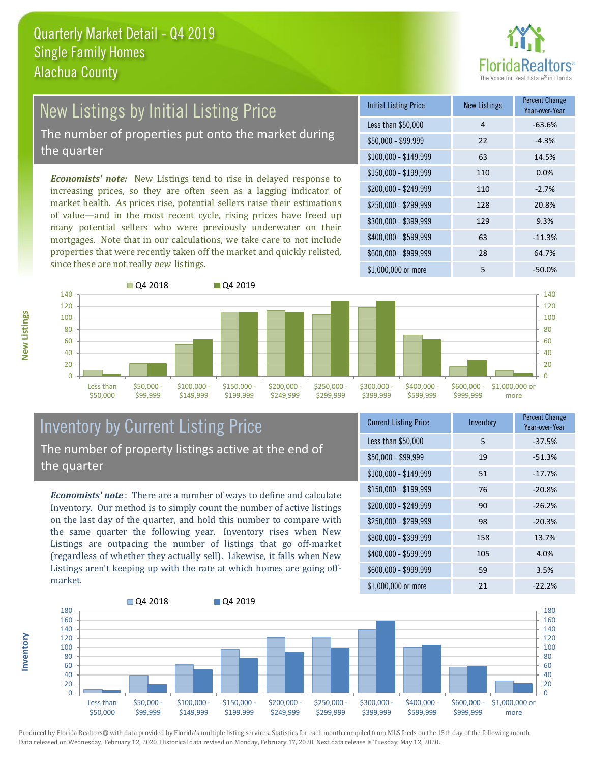Quarterly Market Detail - Q4 2019
Single Family Homes
Alachua County

## New Listings by Initial Listing Price

The number of properties put onto the market during the quarter

*Economists' note:* New Listings tend to rise in delayed response to increasing prices, so they are often seen as a lagging indicator of market health. As prices rise, potential sellers raise their estimations of value—and in the most recent cycle, rising prices have freed up many potential sellers who were previously underwater on their mortgages. Note that in our calculations, we take care to not include properties that were recently taken off the market and quickly relisted, since these are not really *new* listings.

| Initial Listing Price | New Listings | Percent Change Year-over-Year |
|---|---|---|
| Less than $50,000 | 4 | -63.6% |
| $50,000 - $99,999 | 22 | -4.3% |
| $100,000 - $149,999 | 63 | 14.5% |
| $150,000 - $199,999 | 110 | 0.0% |
| $200,000 - $249,999 | 110 | -2.7% |
| $250,000 - $299,999 | 128 | 20.8% |
| $300,000 - $399,999 | 129 | 9.3% |
| $400,000 - $599,999 | 63 | -11.3% |
| $600,000 - $999,999 | 28 | 64.7% |
| $1,000,000 or more | 5 | -50.0% |

## Inventory by Current Listing Price

The number of property listings active at the end of the quarter

*Economists' note*: There are a number of ways to define and calculate Inventory. Our method is to simply count the number of active listings on the last day of the quarter, and hold this number to compare with the same quarter the following year. Inventory rises when New Listings are outpacing the number of listings that go off-market (regardless of whether they actually sell). Likewise, it falls when New Listings aren't keeping up with the rate at which homes are going off-market.

| Current Listing Price | Inventory | Percent Change Year-over-Year |
|---|---|---|
| Less than $50,000 | 5 | -37.5% |
| $50,000 - $99,999 | 19 | -51.3% |
| $100,000 - $149,999 | 51 | -17.7% |
| $150,000 - $199,999 | 76 | -20.8% |
| $200,000 - $249,999 | 90 | -26.2% |
| $250,000 - $299,999 | 98 | -20.3% |
| $300,000 - $399,999 | 158 | 13.7% |
| $400,000 - $599,999 | 105 | 4.0% |
| $600,000 - $999,999 | 59 | 3.5% |
| $1,000,000 or more | 21 | -22.2% |

Produced by Florida Realtors® with data provided by Florida's multiple listing services. Statistics for each month compiled from MLS feeds on the 15th day of the following month. Data released on Wednesday, February 12, 2020. Historical data revised on Monday, February 17, 2020. Next data release is Tuesday, May 12, 2020.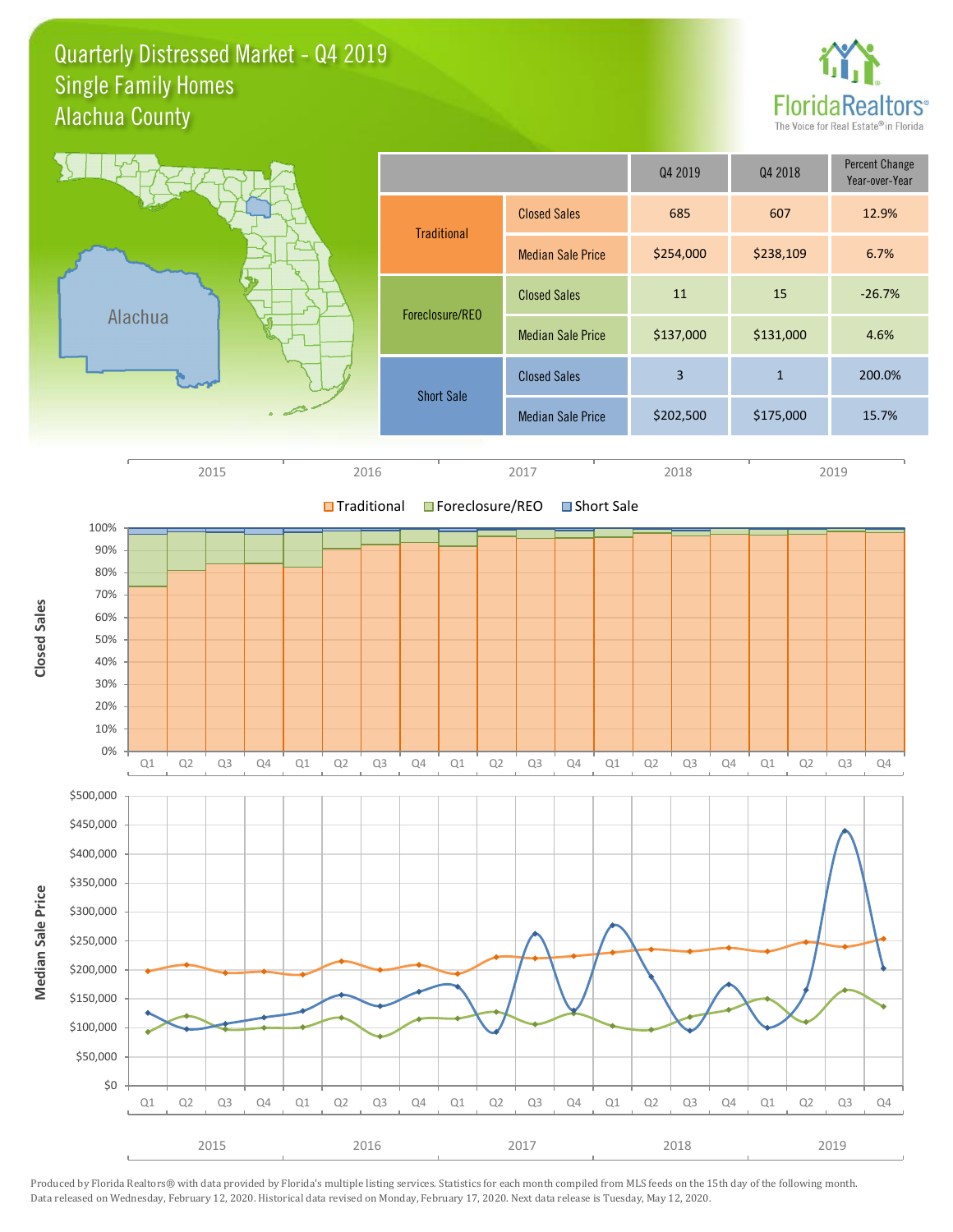# Quarterly Distressed Market - Q4 2019
## Single Family Homes
## Alachua County

| | | Q4 2019 | Q4 2018 | Percent Change Year-over-Year |
|---|---|---|---|---|
| Traditional | Closed Sales | 685 | 607 | 12.9% |
| | Median Sale Price | $254,000 | $238,109 | 6.7% |
| Foreclosure/REO | Closed Sales | 11 | 15 | -26.7% |
| | Median Sale Price | $137,000 | $131,000 | 4.6% |
| Short Sale | Closed Sales | 3 | 1 | 200.0% |
| | Median Sale Price | $202,500 | $175,000 | 15.7% |

Produced by Florida Realtors® with data provided by Florida's multiple listing services. Statistics for each month compiled from MLS feeds on the 15th day of the following month. Data released on Wednesday, February 12, 2020. Historical data revised on Monday, February 17, 2020. Next data release is Tuesday, May 12, 2020.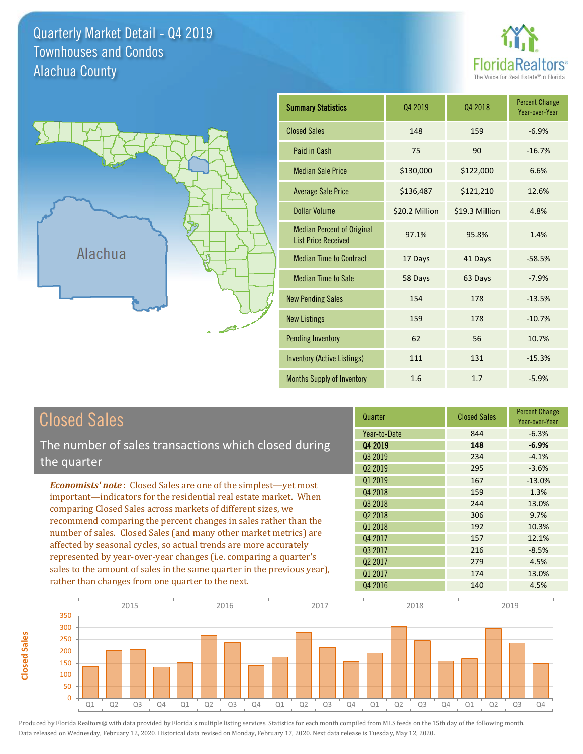# Quarterly Market Detail - Q4 2019
## Townhouses and Condos
## Alachua County

| Summary Statistics | Q4 2019 | Q4 2018 | Percent Change Year-over-Year |
|---|---|---|---|
| Closed Sales | 148 | 159 | -6.9% |
| Paid in Cash | 75 | 90 | -16.7% |
| Median Sale Price | $130,000 | $122,000 | 6.6% |
| Average Sale Price | $136,487 | $121,210 | 12.6% |
| Dollar Volume | $20.2 Million | $19.3 Million | 4.8% |
| Median Percent of Original List Price Received | 97.1% | 95.8% | 1.4% |
| Median Time to Contract | 17 Days | 41 Days | -58.5% |
| Median Time to Sale | 58 Days | 63 Days | -7.9% |
| New Pending Sales | 154 | 178 | -13.5% |
| New Listings | 159 | 178 | -10.7% |
| Pending Inventory | 62 | 56 | 10.7% |
| Inventory (Active Listings) | 111 | 131 | -15.3% |
| Months Supply of Inventory | 1.6 | 1.7 | -5.9% |

## Closed Sales

The number of sales transactions which closed during the quarter

*Economists' note*: Closed Sales are one of the simplest—yet most important—indicators for the residential real estate market. When comparing Closed Sales across markets of different sizes, we recommend comparing the percent changes in sales rather than the number of sales. Closed Sales (and many other market metrics) are affected by seasonal cycles, so actual trends are more accurately represented by year-over-year changes (i.e. comparing a quarter's sales to the amount of sales in the same quarter in the previous year), rather than changes from one quarter to the next.

| Quarter | Closed Sales | Percent Change Year-over-Year |
|---|---|---|
| Year-to-Date | 844 | -6.3% |
| **Q4 2019** | **148** | **-6.9%** |
| Q3 2019 | 234 | -4.1% |
| Q2 2019 | 295 | -3.6% |
| Q1 2019 | 167 | -13.0% |
| Q4 2018 | 159 | 1.3% |
| Q3 2018 | 244 | 13.0% |
| Q2 2018 | 306 | 9.7% |
| Q1 2018 | 192 | 10.3% |
| Q4 2017 | 157 | 12.1% |
| Q3 2017 | 216 | -8.5% |
| Q2 2017 | 279 | 4.5% |
| Q1 2017 | 174 | 13.0% |
| Q4 2016 | 140 | 4.5% |

Produced by Florida Realtors® with data provided by Florida's multiple listing services. Statistics for each month compiled from MLS feeds on the 15th day of the following month. Data released on Wednesday, February 12, 2020. Historical data revised on Monday, February 17, 2020. Next data release is Tuesday, May 12, 2020.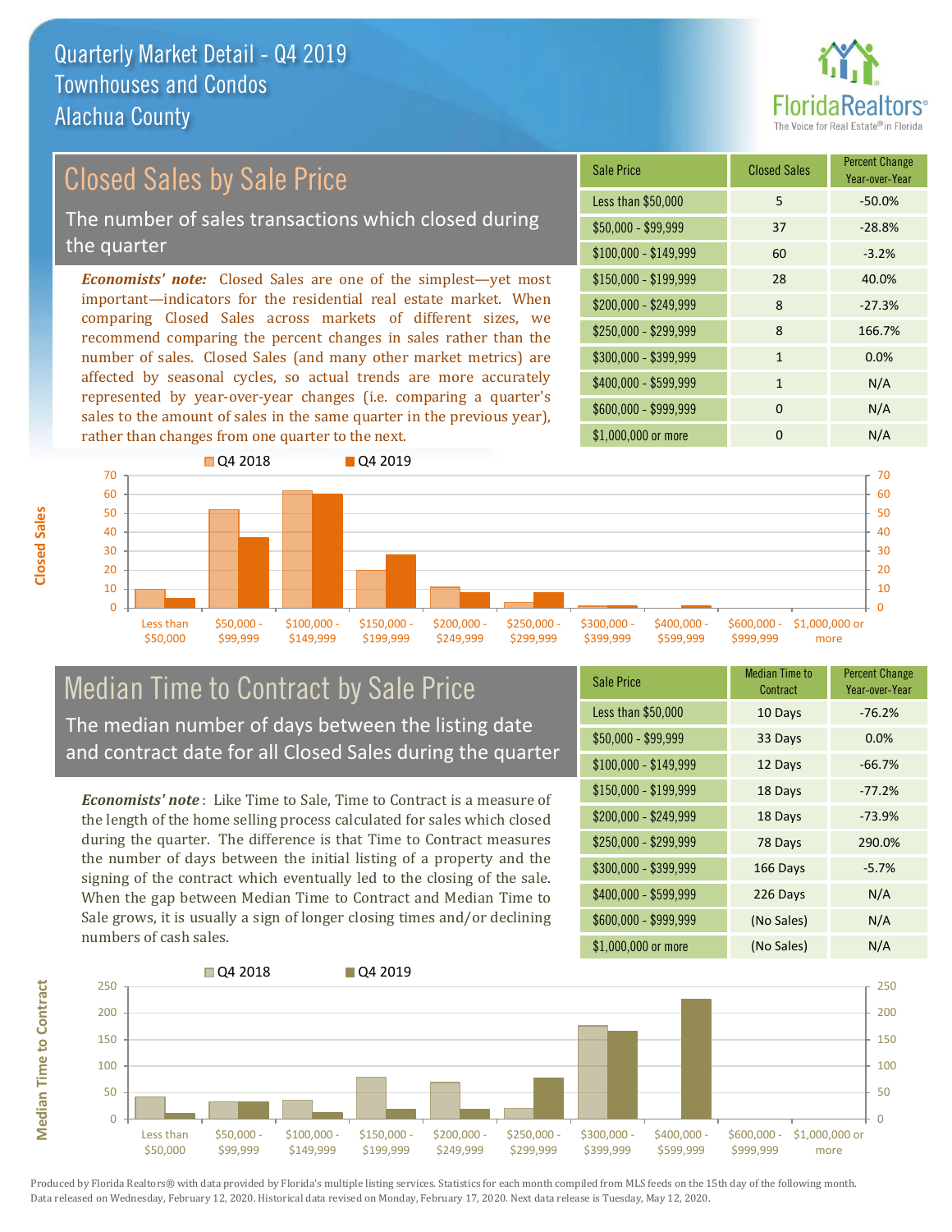# Quarterly Market Detail - Q4 2019
## Townhouses and Condos
## Alachua County

## Closed Sales by Sale Price

The number of sales transactions which closed during the quarter

*Economists' note:* Closed Sales are one of the simplest—yet most important—indicators for the residential real estate market. When comparing Closed Sales across markets of different sizes, we recommend comparing the percent changes in sales rather than the number of sales. Closed Sales (and many other market metrics) are affected by seasonal cycles, so actual trends are more accurately represented by year-over-year changes (i.e. comparing a quarter's sales to the amount of sales in the same quarter in the previous year), rather than changes from one quarter to the next.

| Sale Price | Closed Sales | Percent Change Year-over-Year |
|---|---|---|
| Less than $50,000 | 5 | -50.0% |
| $50,000 - $99,999 | 37 | -28.8% |
| $100,000 - $149,999 | 60 | -3.2% |
| $150,000 - $199,999 | 28 | 40.0% |
| $200,000 - $249,999 | 8 | -27.3% |
| $250,000 - $299,999 | 8 | 166.7% |
| $300,000 - $399,999 | 1 | 0.0% |
| $400,000 - $599,999 | 1 | N/A |
| $600,000 - $999,999 | 0 | N/A |
| $1,000,000 or more | 0 | N/A |

## Median Time to Contract by Sale Price

The median number of days between the listing date and contract date for all Closed Sales during the quarter

*Economists' note*: Like Time to Sale, Time to Contract is a measure of the length of the home selling process calculated for sales which closed during the quarter. The difference is that Time to Contract measures the number of days between the initial listing of a property and the signing of the contract which eventually led to the closing of the sale. When the gap between Median Time to Contract and Median Time to Sale grows, it is usually a sign of longer closing times and/or declining numbers of cash sales.

| Sale Price | Median Time to Contract | Percent Change Year-over-Year |
|---|---|---|
| Less than $50,000 | 10 Days | -76.2% |
| $50,000 - $99,999 | 33 Days | 0.0% |
| $100,000 - $149,999 | 12 Days | -66.7% |
| $150,000 - $199,999 | 18 Days | -77.2% |
| $200,000 - $249,999 | 18 Days | -73.9% |
| $250,000 - $299,999 | 78 Days | 290.0% |
| $300,000 - $399,999 | 166 Days | -5.7% |
| $400,000 - $599,999 | 226 Days | N/A |
| $600,000 - $999,999 | (No Sales) | N/A |
| $1,000,000 or more | (No Sales) | N/A |

Produced by Florida Realtors® with data provided by Florida's multiple listing services. Statistics for each month compiled from MLS feeds on the 15th day of the following month. Data released on Wednesday, February 12, 2020. Historical data revised on Monday, February 17, 2020. Next data release is Tuesday, May 12, 2020.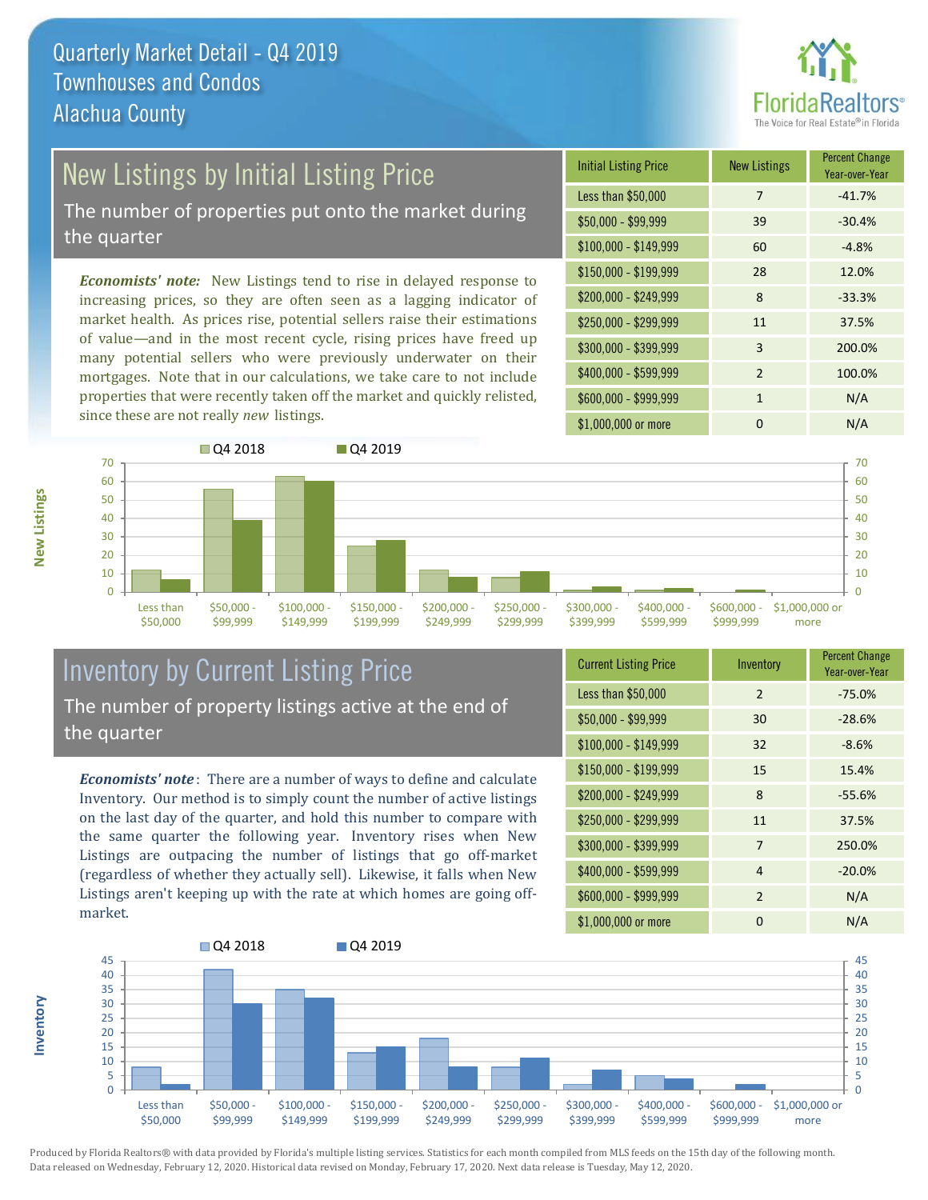# Quarterly Market Detail - Q4 2019
## Townhouses and Condos
## Alachua County

## New Listings by Initial Listing Price

The number of properties put onto the market during the quarter

*Economists' note:* New Listings tend to rise in delayed response to increasing prices, so they are often seen as a lagging indicator of market health. As prices rise, potential sellers raise their estimations of value—and in the most recent cycle, rising prices have freed up many potential sellers who were previously underwater on their mortgages. Note that in our calculations, we take care to not include properties that were recently taken off the market and quickly relisted, since these are not really *new* listings.

| Initial Listing Price | New Listings | Percent Change Year-over-Year |
|---|---|---|
| Less than $50,000 | 7 | -41.7% |
| $50,000 - $99,999 | 39 | -30.4% |
| $100,000 - $149,999 | 60 | -4.8% |
| $150,000 - $199,999 | 28 | 12.0% |
| $200,000 - $249,999 | 8 | -33.3% |
| $250,000 - $299,999 | 11 | 37.5% |
| $300,000 - $399,999 | 3 | 200.0% |
| $400,000 - $599,999 | 2 | 100.0% |
| $600,000 - $999,999 | 1 | N/A |
| $1,000,000 or more | 0 | N/A |

## Inventory by Current Listing Price

The number of property listings active at the end of the quarter

*Economists' note*: There are a number of ways to define and calculate Inventory. Our method is to simply count the number of active listings on the last day of the quarter, and hold this number to compare with the same quarter the following year. Inventory rises when New Listings are outpacing the number of listings that go off-market (regardless of whether they actually sell). Likewise, it falls when New Listings aren't keeping up with the rate at which homes are going off-market.

| Current Listing Price | Inventory | Percent Change Year-over-Year |
|---|---|---|
| Less than $50,000 | 2 | -75.0% |
| $50,000 - $99,999 | 30 | -28.6% |
| $100,000 - $149,999 | 32 | -8.6% |
| $150,000 - $199,999 | 15 | 15.4% |
| $200,000 - $249,999 | 8 | -55.6% |
| $250,000 - $299,999 | 11 | 37.5% |
| $300,000 - $399,999 | 7 | 250.0% |
| $400,000 - $599,999 | 4 | -20.0% |
| $600,000 - $999,999 | 2 | N/A |
| $1,000,000 or more | 0 | N/A |

Produced by Florida Realtors® with data provided by Florida's multiple listing services. Statistics for each month compiled from MLS feeds on the 15th day of the following month. Data released on Wednesday, February 12, 2020. Historical data revised on Monday, February 17, 2020. Next data release is Tuesday, May 12, 2020.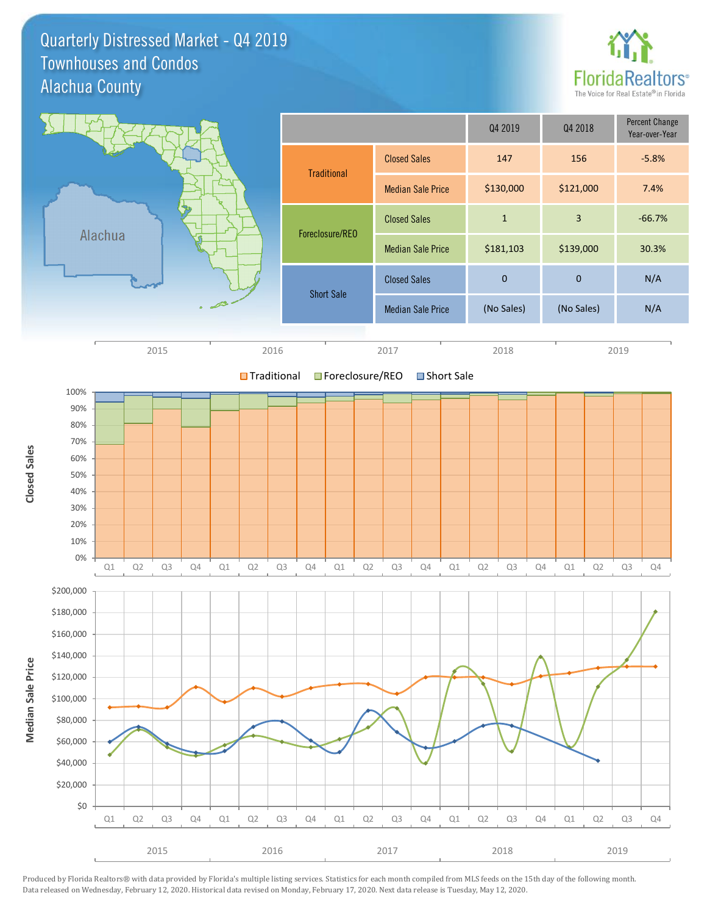# Quarterly Distressed Market - Q4 2019
## Townhouses and Condos
## Alachua County

| | | Q4 2019 | Q4 2018 | Percent Change Year-over-Year |
|---|---|---|---|---|
| Traditional | Closed Sales | 147 | 156 | -5.8% |
| | Median Sale Price | $130,000 | $121,000 | 7.4% |
| Foreclosure/REO | Closed Sales | 1 | 3 | -66.7% |
| | Median Sale Price | $181,103 | $139,000 | 30.3% |
| Short Sale | Closed Sales | 0 | 0 | N/A |
| | Median Sale Price | (No Sales) | (No Sales) | N/A |

Produced by Florida Realtors® with data provided by Florida's multiple listing services. Statistics for each month compiled from MLS feeds on the 15th day of the following month. Data released on Wednesday, February 12, 2020. Historical data revised on Monday, February 17, 2020. Next data release is Tuesday, May 12, 2020.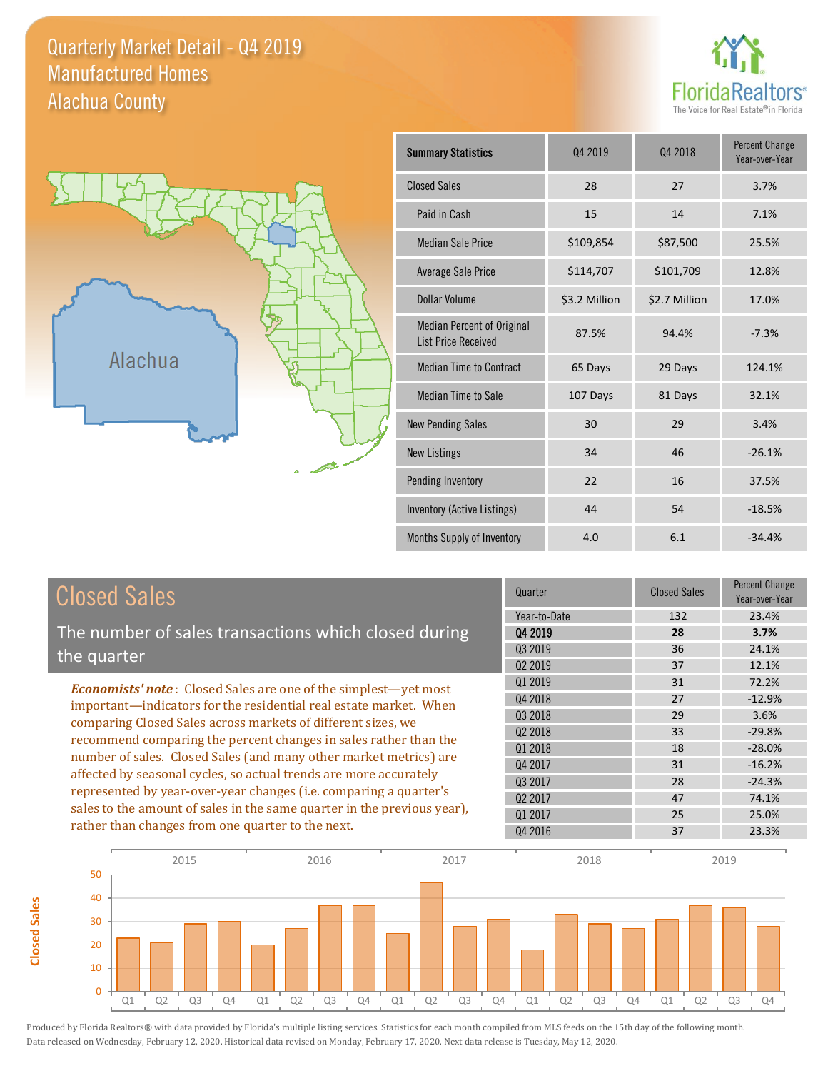# Quarterly Market Detail - Q4 2019
## Manufactured Homes
## Alachua County

| Summary Statistics | Q4 2019 | Q4 2018 | Percent Change Year-over-Year |
|---|---|---|---|
| Closed Sales | 28 | 27 | 3.7% |
| Paid in Cash | 15 | 14 | 7.1% |
| Median Sale Price | $109,854 | $87,500 | 25.5% |
| Average Sale Price | $114,707 | $101,709 | 12.8% |
| Dollar Volume | $3.2 Million | $2.7 Million | 17.0% |
| Median Percent of Original List Price Received | 87.5% | 94.4% | -7.3% |
| Median Time to Contract | 65 Days | 29 Days | 124.1% |
| Median Time to Sale | 107 Days | 81 Days | 32.1% |
| New Pending Sales | 30 | 29 | 3.4% |
| New Listings | 34 | 46 | -26.1% |
| Pending Inventory | 22 | 16 | 37.5% |
| Inventory (Active Listings) | 44 | 54 | -18.5% |
| Months Supply of Inventory | 4.0 | 6.1 | -34.4% |

## Closed Sales

The number of sales transactions which closed during the quarter

*Economists' note*: Closed Sales are one of the simplest—yet most important—indicators for the residential real estate market. When comparing Closed Sales across markets of different sizes, we recommend comparing the percent changes in sales rather than the number of sales. Closed Sales (and many other market metrics) are affected by seasonal cycles, so actual trends are more accurately represented by year-over-year changes (i.e. comparing a quarter's sales to the amount of sales in the same quarter in the previous year), rather than changes from one quarter to the next.

| Quarter | Closed Sales | Percent Change Year-over-Year |
|---|---|---|
| Year-to-Date | 132 | 23.4% |
| **Q4 2019** | **28** | **3.7%** |
| Q3 2019 | 36 | 24.1% |
| Q2 2019 | 37 | 12.1% |
| Q1 2019 | 31 | 72.2% |
| Q4 2018 | 27 | -12.9% |
| Q3 2018 | 29 | 3.6% |
| Q2 2018 | 33 | -29.8% |
| Q1 2018 | 18 | -28.0% |
| Q4 2017 | 31 | -16.2% |
| Q3 2017 | 28 | -24.3% |
| Q2 2017 | 47 | 74.1% |
| Q1 2017 | 25 | 25.0% |
| Q4 2016 | 37 | 23.3% |

Produced by Florida Realtors® with data provided by Florida's multiple listing services. Statistics for each month compiled from MLS feeds on the 15th day of the following month. Data released on Wednesday, February 12, 2020. Historical data revised on Monday, February 17, 2020. Next data release is Tuesday, May 12, 2020.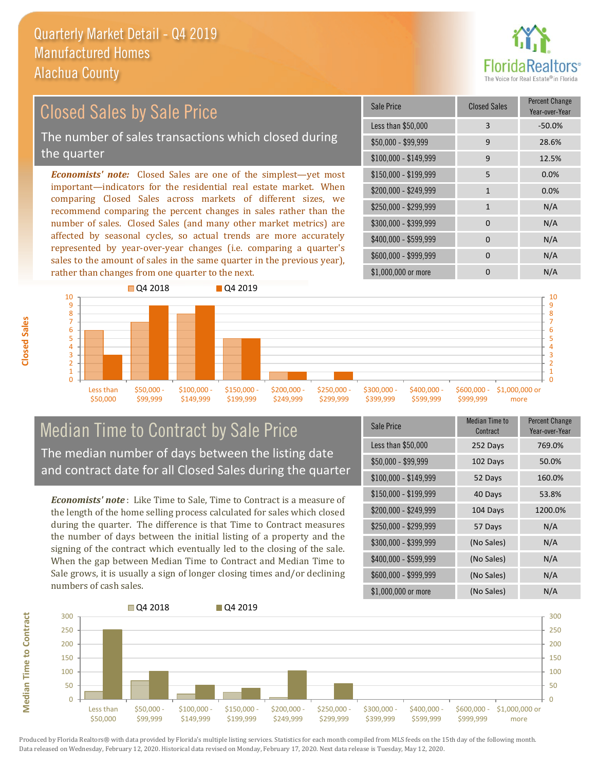# Quarterly Market Detail - Q4 2019
## Manufactured Homes
## Alachua County

FloridaRealtors® The Voice for Real Estate® in Florida

## Closed Sales by Sale Price

The number of sales transactions which closed during the quarter

*Economists' note:* Closed Sales are one of the simplest—yet most important—indicators for the residential real estate market. When comparing Closed Sales across markets of different sizes, we recommend comparing the percent changes in sales rather than the number of sales. Closed Sales (and many other market metrics) are affected by seasonal cycles, so actual trends are more accurately represented by year-over-year changes (i.e. comparing a quarter's sales to the amount of sales in the same quarter in the previous year), rather than changes from one quarter to the next.

| Sale Price | Closed Sales | Percent Change Year-over-Year |
|---|---|---|
| Less than $50,000 | 3 | -50.0% |
| $50,000 - $99,999 | 9 | 28.6% |
| $100,000 - $149,999 | 9 | 12.5% |
| $150,000 - $199,999 | 5 | 0.0% |
| $200,000 - $249,999 | 1 | 0.0% |
| $250,000 - $299,999 | 1 | N/A |
| $300,000 - $399,999 | 0 | N/A |
| $400,000 - $599,999 | 0 | N/A |
| $600,000 - $999,999 | 0 | N/A |
| $1,000,000 or more | 0 | N/A |

## Median Time to Contract by Sale Price

The median number of days between the listing date and contract date for all Closed Sales during the quarter

*Economists' note*: Like Time to Sale, Time to Contract is a measure of the length of the home selling process calculated for sales which closed during the quarter. The difference is that Time to Contract measures the number of days between the initial listing of a property and the signing of the contract which eventually led to the closing of the sale. When the gap between Median Time to Contract and Median Time to Sale grows, it is usually a sign of longer closing times and/or declining numbers of cash sales.

| Sale Price | Median Time to Contract | Percent Change Year-over-Year |
|---|---|---|
| Less than $50,000 | 252 Days | 769.0% |
| $50,000 - $99,999 | 102 Days | 50.0% |
| $100,000 - $149,999 | 52 Days | 160.0% |
| $150,000 - $199,999 | 40 Days | 53.8% |
| $200,000 - $249,999 | 104 Days | 1200.0% |
| $250,000 - $299,999 | 57 Days | N/A |
| $300,000 - $399,999 | (No Sales) | N/A |
| $400,000 - $599,999 | (No Sales) | N/A |
| $600,000 - $999,999 | (No Sales) | N/A |
| $1,000,000 or more | (No Sales) | N/A |

Produced by Florida Realtors® with data provided by Florida's multiple listing services. Statistics for each month compiled from MLS feeds on the 15th day of the following month. Data released on Wednesday, February 12, 2020. Historical data revised on Monday, February 17, 2020. Next data release is Tuesday, May 12, 2020.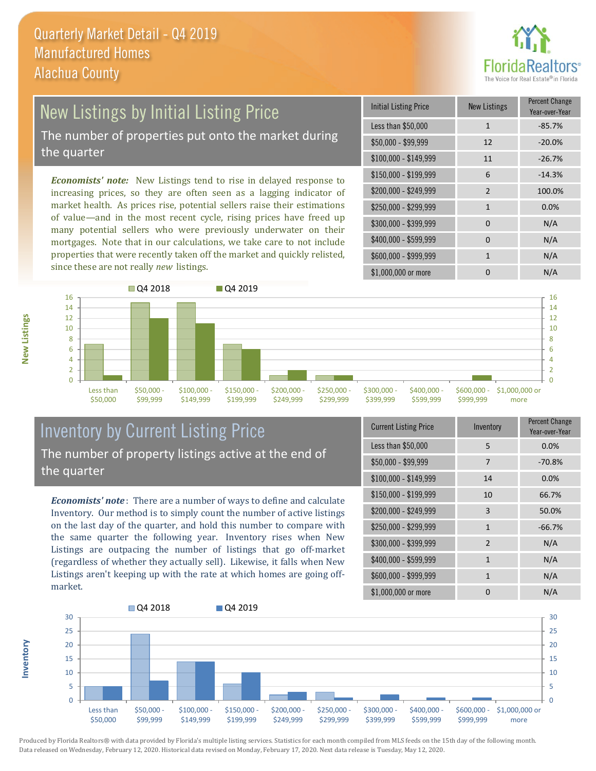# Quarterly Market Detail - Q4 2019
## Manufactured Homes
## Alachua County

## New Listings by Initial Listing Price

The number of properties put onto the market during the quarter

*Economists' note:* New Listings tend to rise in delayed response to increasing prices, so they are often seen as a lagging indicator of market health. As prices rise, potential sellers raise their estimations of value—and in the most recent cycle, rising prices have freed up many potential sellers who were previously underwater on their mortgages. Note that in our calculations, we take care to not include properties that were recently taken off the market and quickly relisted, since these are not really *new* listings.

| Initial Listing Price | New Listings | Percent Change Year-over-Year |
|---|---|---|
| Less than $50,000 | 1 | -85.7% |
| $50,000 - $99,999 | 12 | -20.0% |
| $100,000 - $149,999 | 11 | -26.7% |
| $150,000 - $199,999 | 6 | -14.3% |
| $200,000 - $249,999 | 2 | 100.0% |
| $250,000 - $299,999 | 1 | 0.0% |
| $300,000 - $399,999 | 0 | N/A |
| $400,000 - $599,999 | 0 | N/A |
| $600,000 - $999,999 | 1 | N/A |
| $1,000,000 or more | 0 | N/A |

## Inventory by Current Listing Price

The number of property listings active at the end of the quarter

*Economists' note*: There are a number of ways to define and calculate Inventory. Our method is to simply count the number of active listings on the last day of the quarter, and hold this number to compare with the same quarter the following year. Inventory rises when New Listings are outpacing the number of listings that go off-market (regardless of whether they actually sell). Likewise, it falls when New Listings aren't keeping up with the rate at which homes are going off-market.

| Current Listing Price | Inventory | Percent Change Year-over-Year |
|---|---|---|
| Less than $50,000 | 5 | 0.0% |
| $50,000 - $99,999 | 7 | -70.8% |
| $100,000 - $149,999 | 14 | 0.0% |
| $150,000 - $199,999 | 10 | 66.7% |
| $200,000 - $249,999 | 3 | 50.0% |
| $250,000 - $299,999 | 1 | -66.7% |
| $300,000 - $399,999 | 2 | N/A |
| $400,000 - $599,999 | 1 | N/A |
| $600,000 - $999,999 | 1 | N/A |
| $1,000,000 or more | 0 | N/A |

Produced by Florida Realtors® with data provided by Florida's multiple listing services. Statistics for each month compiled from MLS feeds on the 15th day of the following month. Data released on Wednesday, February 12, 2020. Historical data revised on Monday, February 17, 2020. Next data release is Tuesday, May 12, 2020.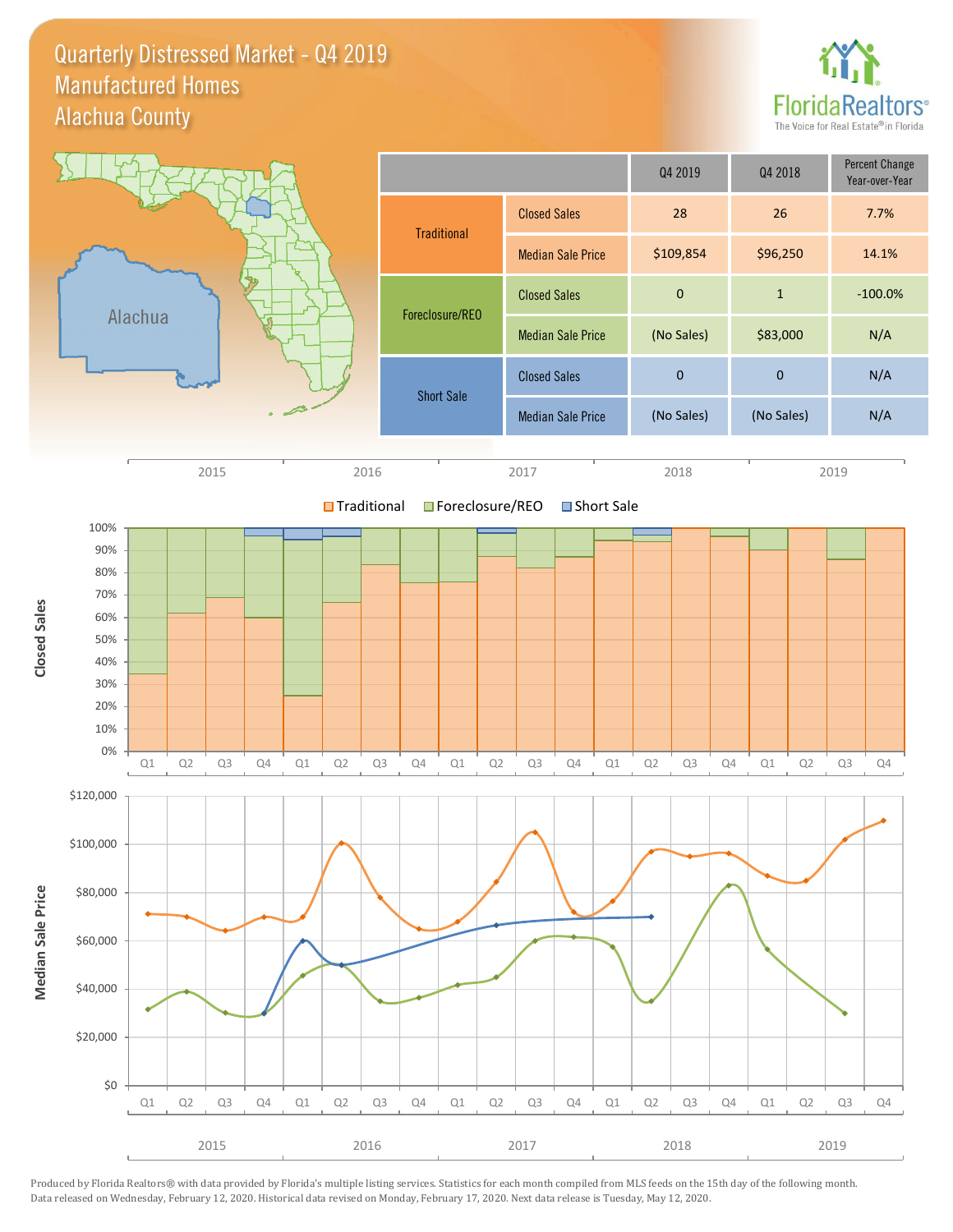# Quarterly Distressed Market - Q4 2019
## Manufactured Homes
## Alachua County

FloridaRealtors®
The Voice for Real Estate® in Florida

Alachua

| | | Q4 2019 | Q4 2018 | Percent Change Year-over-Year |
|---|---|---|---|---|
| Traditional | Closed Sales | 28 | 26 | 7.7% |
| | Median Sale Price | $109,854 | $96,250 | 14.1% |
| Foreclosure/REO | Closed Sales | 0 | 1 | -100.0% |
| | Median Sale Price | (No Sales) | $83,000 | N/A |
| Short Sale | Closed Sales | 0 | 0 | N/A |
| | Median Sale Price | (No Sales) | (No Sales) | N/A |

2015 2016 2017 2018 2019

Traditional Foreclosure/REO Short Sale

Closed Sales

100% 90% 80% 70% 60% 50% 40% 30% 20% 10% 0%

Q1 Q2 Q3 Q4 Q1 Q2 Q3 Q4 Q1 Q2 Q3 Q4 Q1 Q2 Q3 Q4 Q1 Q2 Q3 Q4

Median Sale Price

$120,000 $100,000 $80,000 $60,000 $40,000 $20,000 $0

Q1 Q2 Q3 Q4 Q1 Q2 Q3 Q4 Q1 Q2 Q3 Q4 Q1 Q2 Q3 Q4 Q1 Q2 Q3 Q4

2015 2016 2017 2018 2019

Produced by Florida Realtors® with data provided by Florida's multiple listing services. Statistics for each month compiled from MLS feeds on the 15th day of the following month. Data released on Wednesday, February 12, 2020. Historical data revised on Monday, February 17, 2020. Next data release is Tuesday, May 12, 2020.